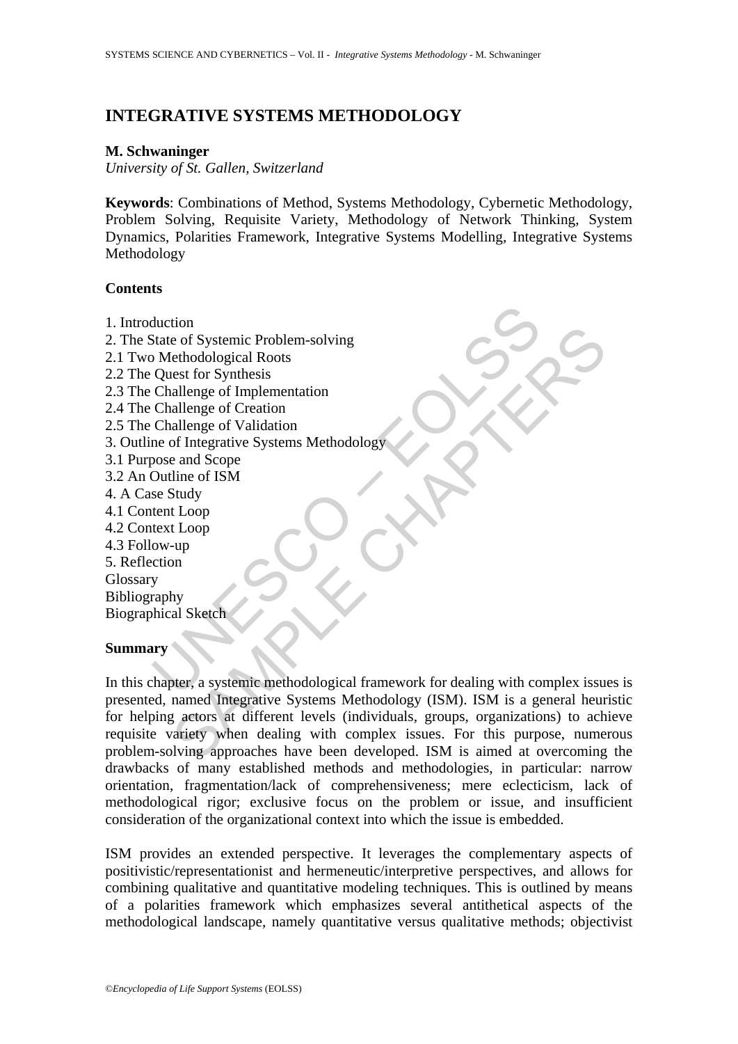# INTEGRATIVE SYSTEMS METHODOLOGY

**M. Schwaninger**

*University of St. Gallen, Switzerland*

**Keywords**: Combinations of Method, Systems Methodology, Cybernetic Methodology, Problem Solving, Requisite Variety, Methodology of Network Thinking, System Dynamics, Polarities Framework, Integrative Systems Modelling, Integrative Systems Methodology

**Contents**

1. Introduction
2. The State of Systemic Problem-solving
2.1 Two Methodological Roots
2.2 The Quest for Synthesis
2.3 The Challenge of Implementation
2.4 The Challenge of Creation
2.5 The Challenge of Validation
3. Outline of Integrative Systems Methodology
3.1 Purpose and Scope
3.2 An Outline of ISM
4. A Case Study
4.1 Content Loop
4.2 Context Loop
4.3 Follow-up
5. Reflection

Glossary

Bibliography

Biographical Sketch

**Summary**

In this chapter, a systemic methodological framework for dealing with complex issues is presented, named Integrative Systems Methodology (ISM). ISM is a general heuristic for helping actors at different levels (individuals, groups, organizations) to achieve requisite variety when dealing with complex issues. For this purpose, numerous problem-solving approaches have been developed. ISM is aimed at overcoming the drawbacks of many established methods and methodologies, in particular: narrow orientation, fragmentation/lack of comprehensiveness; mere eclecticism, lack of methodological rigor; exclusive focus on the problem or issue, and insufficient consideration of the organizational context into which the issue is embedded.

ISM provides an extended perspective. It leverages the complementary aspects of positivistic/representationist and hermeneutic/interpretive perspectives, and allows for combining qualitative and quantitative modeling techniques. This is outlined by means of a polarities framework which emphasizes several antithetical aspects of the methodological landscape, namely quantitative versus qualitative methods; objectivist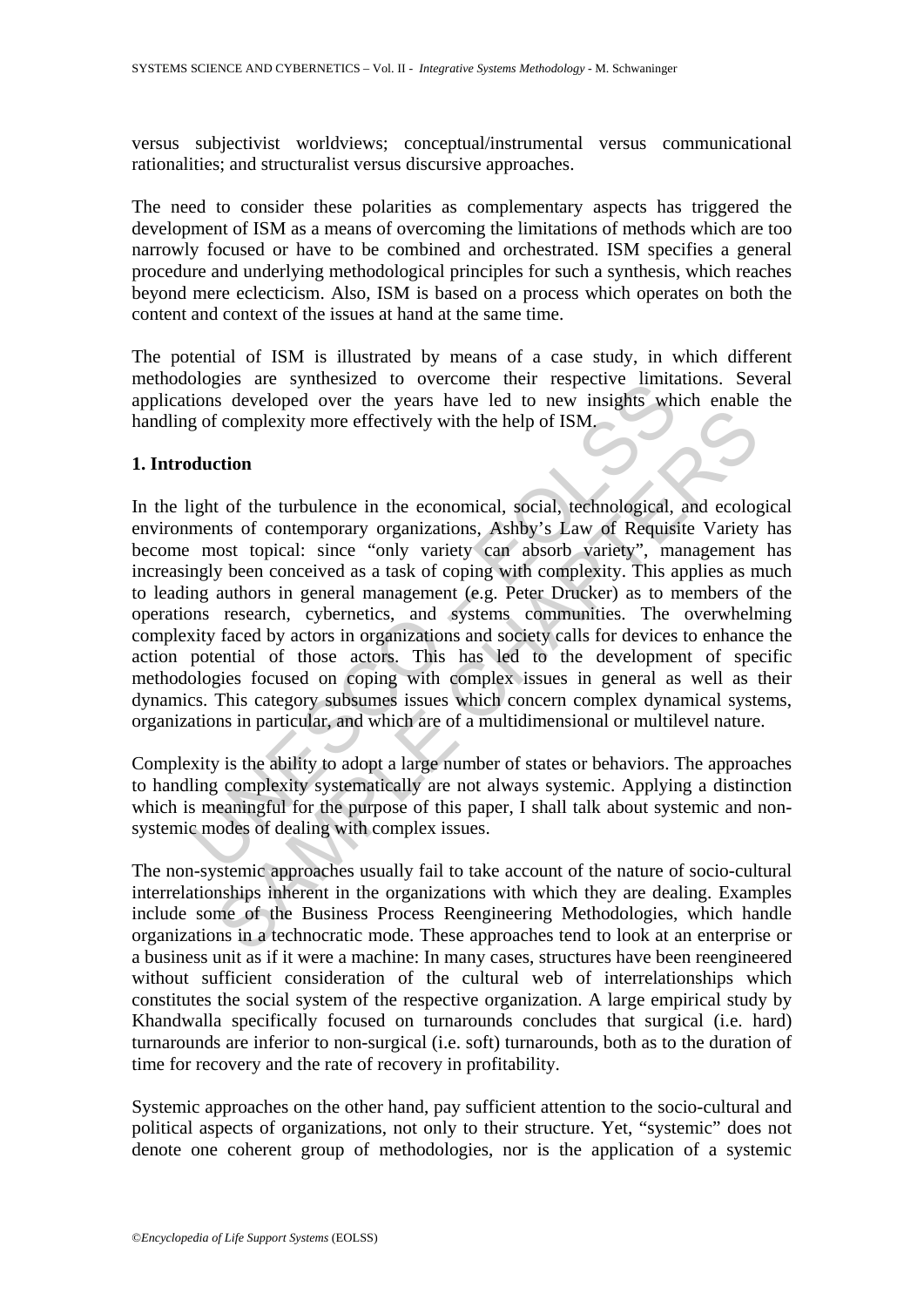versus subjectivist worldviews; conceptual/instrumental versus communicational rationalities; and structuralist versus discursive approaches.

The need to consider these polarities as complementary aspects has triggered the development of ISM as a means of overcoming the limitations of methods which are too narrowly focused or have to be combined and orchestrated. ISM specifies a general procedure and underlying methodological principles for such a synthesis, which reaches beyond mere eclecticism. Also, ISM is based on a process which operates on both the content and context of the issues at hand at the same time.

The potential of ISM is illustrated by means of a case study, in which different methodologies are synthesized to overcome their respective limitations. Several applications developed over the years have led to new insights which enable the handling of complexity more effectively with the help of ISM.

## 1. Introduction

In the light of the turbulence in the economical, social, technological, and ecological environments of contemporary organizations, Ashby's Law of Requisite Variety has become most topical: since "only variety can absorb variety", management has increasingly been conceived as a task of coping with complexity. This applies as much to leading authors in general management (e.g. Peter Drucker) as to members of the operations research, cybernetics, and systems communities. The overwhelming complexity faced by actors in organizations and society calls for devices to enhance the action potential of those actors. This has led to the development of specific methodologies focused on coping with complex issues in general as well as their dynamics. This category subsumes issues which concern complex dynamical systems, organizations in particular, and which are of a multidimensional or multilevel nature.

Complexity is the ability to adopt a large number of states or behaviors. The approaches to handling complexity systematically are not always systemic. Applying a distinction which is meaningful for the purpose of this paper, I shall talk about systemic and non-systemic modes of dealing with complex issues.

The non-systemic approaches usually fail to take account of the nature of socio-cultural interrelationships inherent in the organizations with which they are dealing. Examples include some of the Business Process Reengineering Methodologies, which handle organizations in a technocratic mode. These approaches tend to look at an enterprise or a business unit as if it were a machine: In many cases, structures have been reengineered without sufficient consideration of the cultural web of interrelationships which constitutes the social system of the respective organization. A large empirical study by Khandwalla specifically focused on turnarounds concludes that surgical (i.e. hard) turnarounds are inferior to non-surgical (i.e. soft) turnarounds, both as to the duration of time for recovery and the rate of recovery in profitability.

Systemic approaches on the other hand, pay sufficient attention to the socio-cultural and political aspects of organizations, not only to their structure. Yet, "systemic" does not denote one coherent group of methodologies, nor is the application of a systemic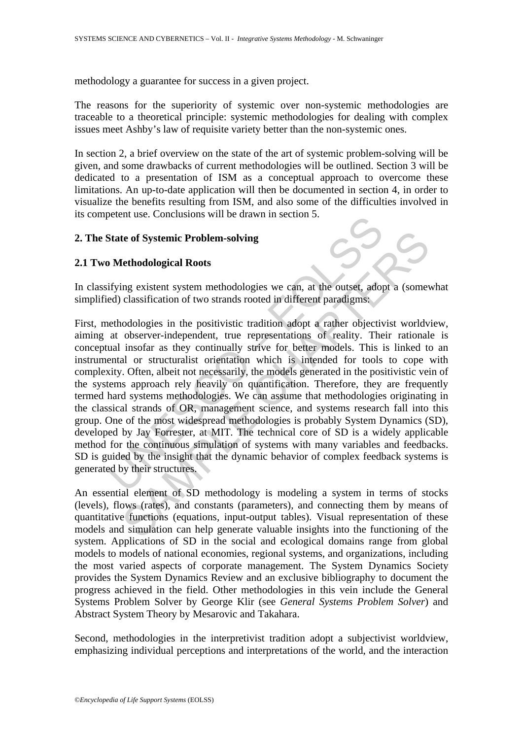methodology a guarantee for success in a given project.

The reasons for the superiority of systemic over non-systemic methodologies are traceable to a theoretical principle: systemic methodologies for dealing with complex issues meet Ashby's law of requisite variety better than the non-systemic ones.

In section 2, a brief overview on the state of the art of systemic problem-solving will be given, and some drawbacks of current methodologies will be outlined. Section 3 will be dedicated to a presentation of ISM as a conceptual approach to overcome these limitations. An up-to-date application will then be documented in section 4, in order to visualize the benefits resulting from ISM, and also some of the difficulties involved in its competent use. Conclusions will be drawn in section 5.

## 2. The State of Systemic Problem-solving

### 2.1 Two Methodological Roots

In classifying existent system methodologies we can, at the outset, adopt a (somewhat simplified) classification of two strands rooted in different paradigms:

First, methodologies in the positivistic tradition adopt a rather objectivist worldview, aiming at observer-independent, true representations of reality. Their rationale is conceptual insofar as they continually strive for better models. This is linked to an instrumental or structuralist orientation which is intended for tools to cope with complexity. Often, albeit not necessarily, the models generated in the positivistic vein of the systems approach rely heavily on quantification. Therefore, they are frequently termed hard systems methodologies. We can assume that methodologies originating in the classical strands of OR, management science, and systems research fall into this group. One of the most widespread methodologies is probably System Dynamics (SD), developed by Jay Forrester, at MIT. The technical core of SD is a widely applicable method for the continuous simulation of systems with many variables and feedbacks. SD is guided by the insight that the dynamic behavior of complex feedback systems is generated by their structures.

An essential element of SD methodology is modeling a system in terms of stocks (levels), flows (rates), and constants (parameters), and connecting them by means of quantitative functions (equations, input-output tables). Visual representation of these models and simulation can help generate valuable insights into the functioning of the system. Applications of SD in the social and ecological domains range from global models to models of national economies, regional systems, and organizations, including the most varied aspects of corporate management. The System Dynamics Society provides the System Dynamics Review and an exclusive bibliography to document the progress achieved in the field. Other methodologies in this vein include the General Systems Problem Solver by George Klir (see *General Systems Problem Solver*) and Abstract System Theory by Mesarovic and Takahara.

Second, methodologies in the interpretivist tradition adopt a subjectivist worldview, emphasizing individual perceptions and interpretations of the world, and the interaction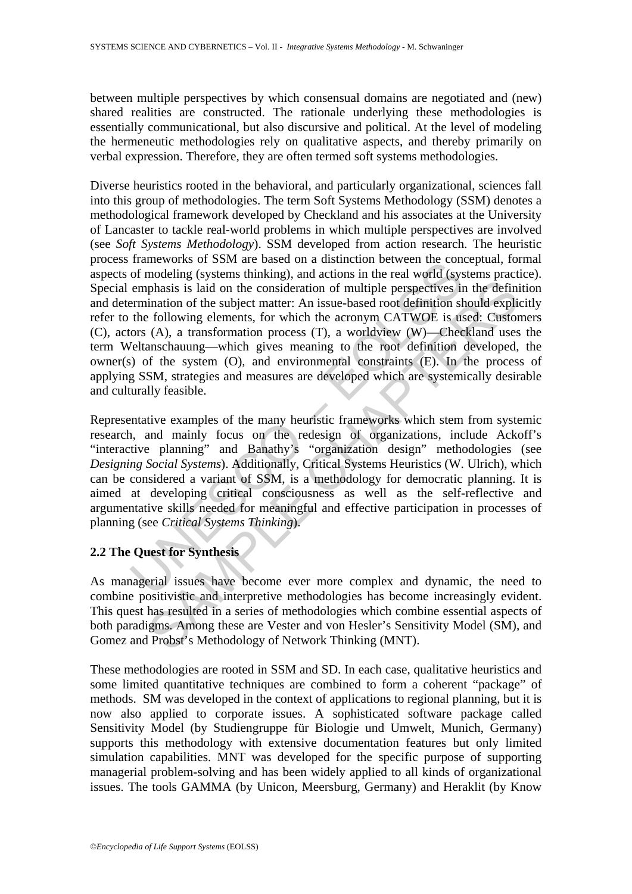between multiple perspectives by which consensual domains are negotiated and (new) shared realities are constructed. The rationale underlying these methodologies is essentially communicational, but also discursive and political. At the level of modeling the hermeneutic methodologies rely on qualitative aspects, and thereby primarily on verbal expression. Therefore, they are often termed soft systems methodologies.

Diverse heuristics rooted in the behavioral, and particularly organizational, sciences fall into this group of methodologies. The term Soft Systems Methodology (SSM) denotes a methodological framework developed by Checkland and his associates at the University of Lancaster to tackle real-world problems in which multiple perspectives are involved (see *Soft Systems Methodology*). SSM developed from action research. The heuristic process frameworks of SSM are based on a distinction between the conceptual, formal aspects of modeling (systems thinking), and actions in the real world (systems practice). Special emphasis is laid on the consideration of multiple perspectives in the definition and determination of the subject matter: An issue-based root definition should explicitly refer to the following elements, for which the acronym CATWOE is used: Customers (C), actors (A), a transformation process (T), a worldview (W)—Checkland uses the term Weltanschauung—which gives meaning to the root definition developed, the owner(s) of the system (O), and environmental constraints (E). In the process of applying SSM, strategies and measures are developed which are systemically desirable and culturally feasible.

Representative examples of the many heuristic frameworks which stem from systemic research, and mainly focus on the redesign of organizations, include Ackoff's "interactive planning" and Banathy's "organization design" methodologies (see *Designing Social Systems*). Additionally, Critical Systems Heuristics (W. Ulrich), which can be considered a variant of SSM, is a methodology for democratic planning. It is aimed at developing critical consciousness as well as the self-reflective and argumentative skills needed for meaningful and effective participation in processes of planning (see *Critical Systems Thinking*).

## 2.2 The Quest for Synthesis

As managerial issues have become ever more complex and dynamic, the need to combine positivistic and interpretive methodologies has become increasingly evident. This quest has resulted in a series of methodologies which combine essential aspects of both paradigms. Among these are Vester and von Hesler's Sensitivity Model (SM), and Gomez and Probst's Methodology of Network Thinking (MNT).

These methodologies are rooted in SSM and SD. In each case, qualitative heuristics and some limited quantitative techniques are combined to form a coherent "package" of methods. SM was developed in the context of applications to regional planning, but it is now also applied to corporate issues. A sophisticated software package called Sensitivity Model (by Studiengruppe für Biologie und Umwelt, Munich, Germany) supports this methodology with extensive documentation features but only limited simulation capabilities. MNT was developed for the specific purpose of supporting managerial problem-solving and has been widely applied to all kinds of organizational issues. The tools GAMMA (by Unicon, Meersburg, Germany) and Heraklit (by Know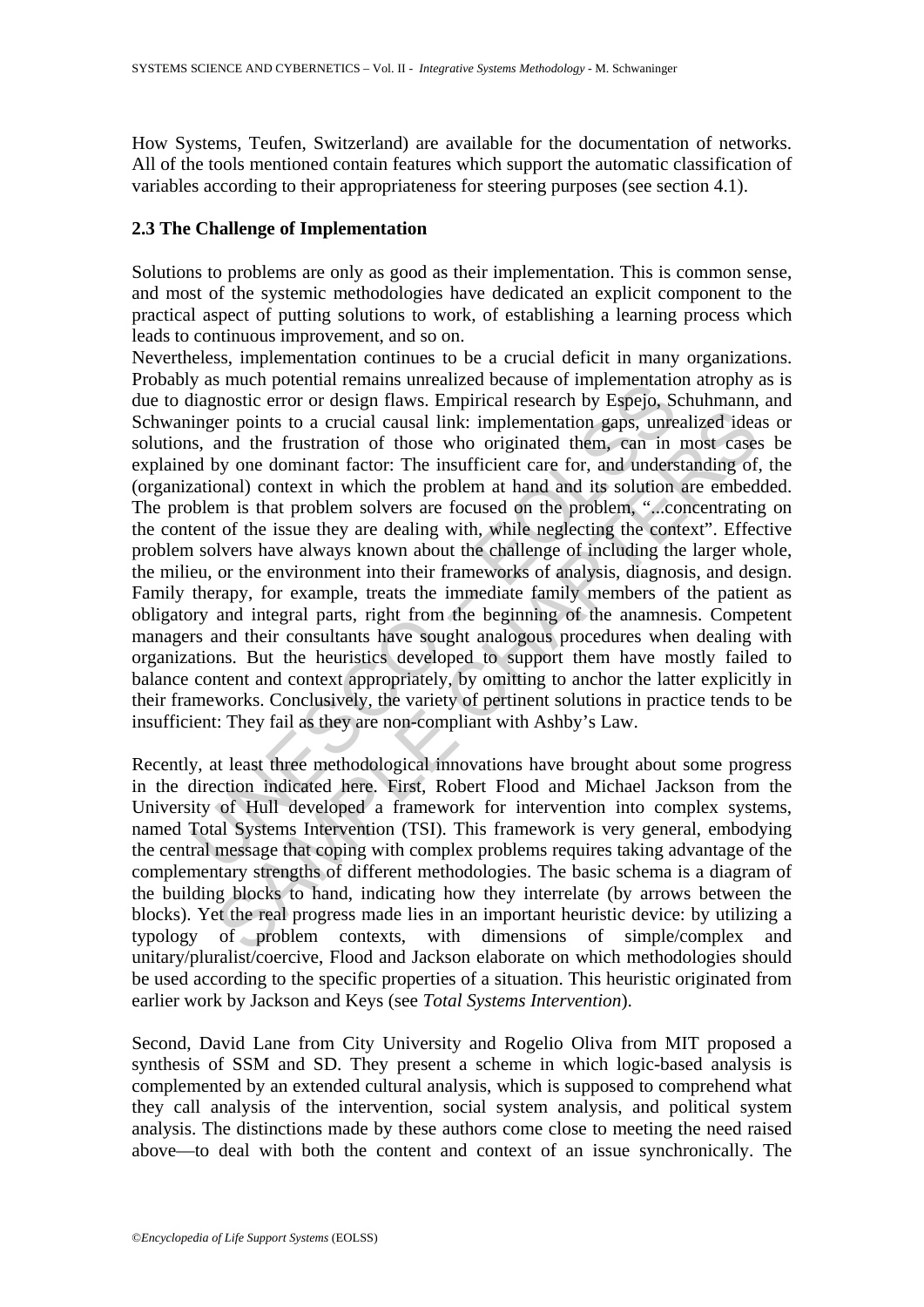How Systems, Teufen, Switzerland) are available for the documentation of networks. All of the tools mentioned contain features which support the automatic classification of variables according to their appropriateness for steering purposes (see section 4.1).

### 2.3 The Challenge of Implementation

Solutions to problems are only as good as their implementation. This is common sense, and most of the systemic methodologies have dedicated an explicit component to the practical aspect of putting solutions to work, of establishing a learning process which leads to continuous improvement, and so on.

Nevertheless, implementation continues to be a crucial deficit in many organizations. Probably as much potential remains unrealized because of implementation atrophy as is due to diagnostic error or design flaws. Empirical research by Espejo, Schuhmann, and Schwaninger points to a crucial causal link: implementation gaps, unrealized ideas or solutions, and the frustration of those who originated them, can in most cases be explained by one dominant factor: The insufficient care for, and understanding of, the (organizational) context in which the problem at hand and its solution are embedded. The problem is that problem solvers are focused on the problem, "...concentrating on the content of the issue they are dealing with, while neglecting the context". Effective problem solvers have always known about the challenge of including the larger whole, the milieu, or the environment into their frameworks of analysis, diagnosis, and design. Family therapy, for example, treats the immediate family members of the patient as obligatory and integral parts, right from the beginning of the anamnesis. Competent managers and their consultants have sought analogous procedures when dealing with organizations. But the heuristics developed to support them have mostly failed to balance content and context appropriately, by omitting to anchor the latter explicitly in their frameworks. Conclusively, the variety of pertinent solutions in practice tends to be insufficient: They fail as they are non-compliant with Ashby's Law.

Recently, at least three methodological innovations have brought about some progress in the direction indicated here. First, Robert Flood and Michael Jackson from the University of Hull developed a framework for intervention into complex systems, named Total Systems Intervention (TSI). This framework is very general, embodying the central message that coping with complex problems requires taking advantage of the complementary strengths of different methodologies. The basic schema is a diagram of the building blocks to hand, indicating how they interrelate (by arrows between the blocks). Yet the real progress made lies in an important heuristic device: by utilizing a typology of problem contexts, with dimensions of simple/complex and unitary/pluralist/coercive, Flood and Jackson elaborate on which methodologies should be used according to the specific properties of a situation. This heuristic originated from earlier work by Jackson and Keys (see *Total Systems Intervention*).

Second, David Lane from City University and Rogelio Oliva from MIT proposed a synthesis of SSM and SD. They present a scheme in which logic-based analysis is complemented by an extended cultural analysis, which is supposed to comprehend what they call analysis of the intervention, social system analysis, and political system analysis. The distinctions made by these authors come close to meeting the need raised above—to deal with both the content and context of an issue synchronically. The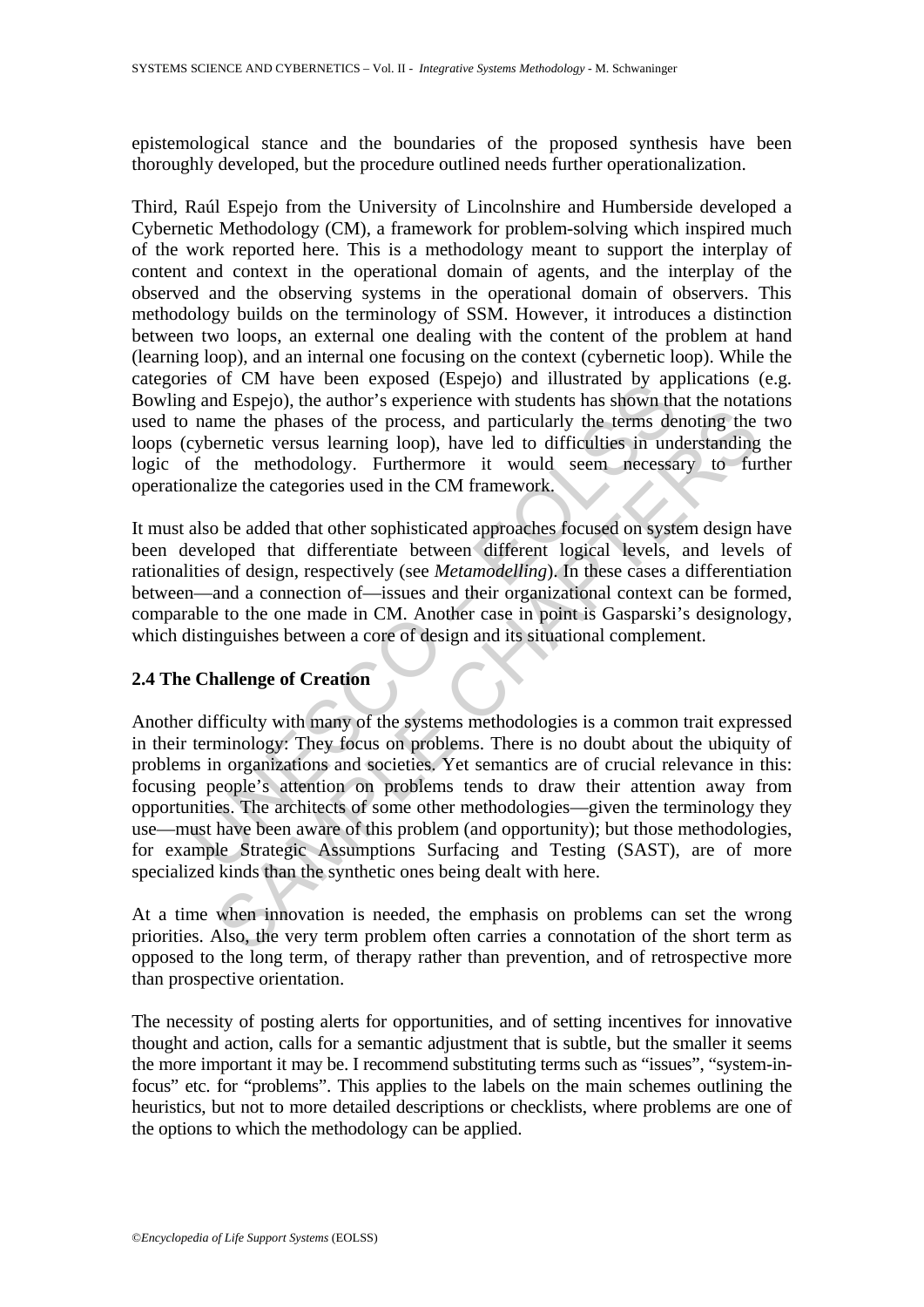epistemological stance and the boundaries of the proposed synthesis have been thoroughly developed, but the procedure outlined needs further operationalization.

Third, Raúl Espejo from the University of Lincolnshire and Humberside developed a Cybernetic Methodology (CM), a framework for problem-solving which inspired much of the work reported here. This is a methodology meant to support the interplay of content and context in the operational domain of agents, and the interplay of the observed and the observing systems in the operational domain of observers. This methodology builds on the terminology of SSM. However, it introduces a distinction between two loops, an external one dealing with the content of the problem at hand (learning loop), and an internal one focusing on the context (cybernetic loop). While the categories of CM have been exposed (Espejo) and illustrated by applications (e.g. Bowling and Espejo), the author's experience with students has shown that the notations used to name the phases of the process, and particularly the terms denoting the two loops (cybernetic versus learning loop), have led to difficulties in understanding the logic of the methodology. Furthermore it would seem necessary to further operationalize the categories used in the CM framework.

It must also be added that other sophisticated approaches focused on system design have been developed that differentiate between different logical levels, and levels of rationalities of design, respectively (see *Metamodelling*). In these cases a differentiation between—and a connection of—issues and their organizational context can be formed, comparable to the one made in CM. Another case in point is Gasparski's designology, which distinguishes between a core of design and its situational complement.

### 2.4 The Challenge of Creation

Another difficulty with many of the systems methodologies is a common trait expressed in their terminology: They focus on problems. There is no doubt about the ubiquity of problems in organizations and societies. Yet semantics are of crucial relevance in this: focusing people's attention on problems tends to draw their attention away from opportunities. The architects of some other methodologies—given the terminology they use—must have been aware of this problem (and opportunity); but those methodologies, for example Strategic Assumptions Surfacing and Testing (SAST), are of more specialized kinds than the synthetic ones being dealt with here.

At a time when innovation is needed, the emphasis on problems can set the wrong priorities. Also, the very term problem often carries a connotation of the short term as opposed to the long term, of therapy rather than prevention, and of retrospective more than prospective orientation.

The necessity of posting alerts for opportunities, and of setting incentives for innovative thought and action, calls for a semantic adjustment that is subtle, but the smaller it seems the more important it may be. I recommend substituting terms such as "issues", "system-in-focus" etc. for "problems". This applies to the labels on the main schemes outlining the heuristics, but not to more detailed descriptions or checklists, where problems are one of the options to which the methodology can be applied.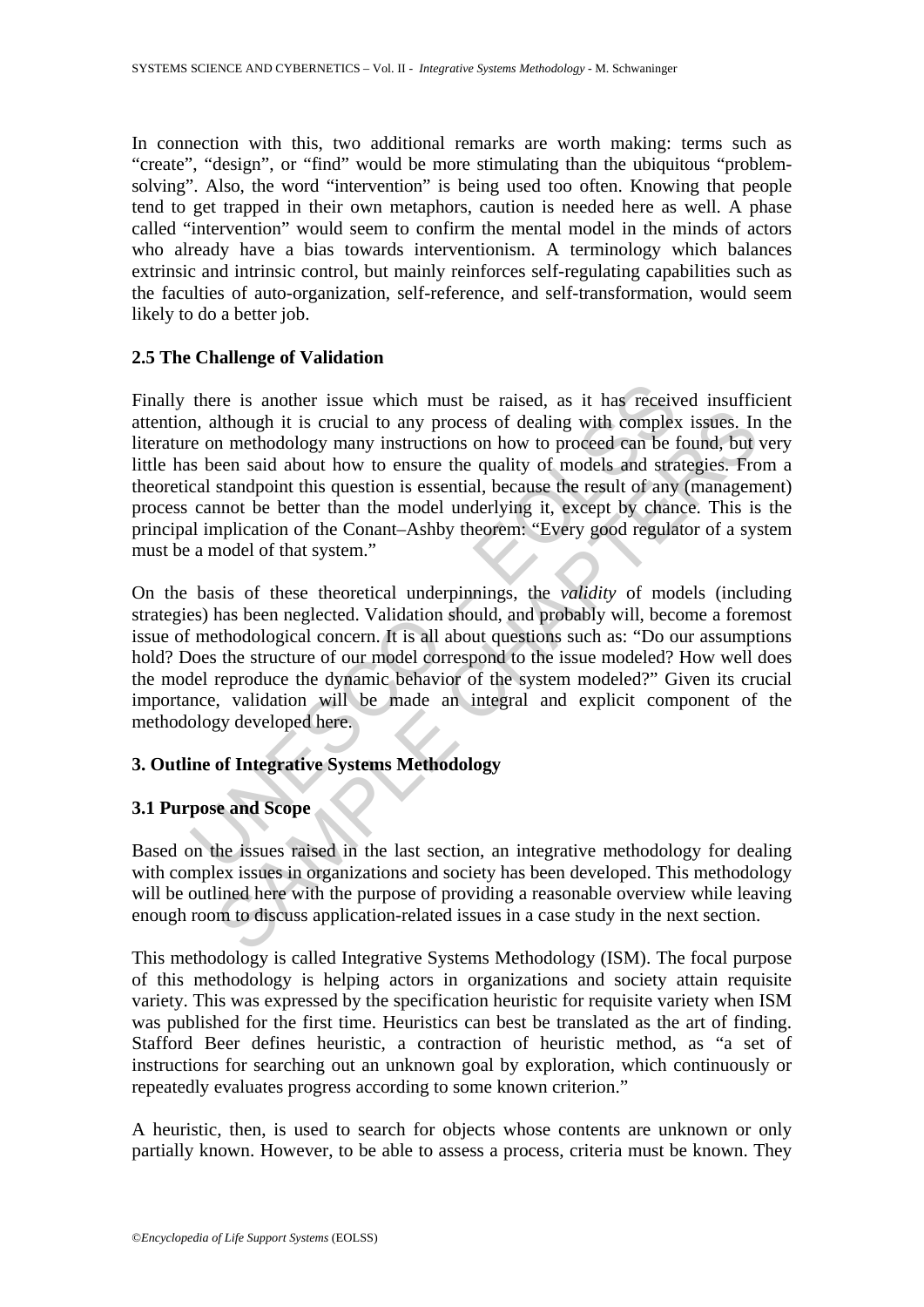In connection with this, two additional remarks are worth making: terms such as "create", "design", or "find" would be more stimulating than the ubiquitous "problem-solving". Also, the word "intervention" is being used too often. Knowing that people tend to get trapped in their own metaphors, caution is needed here as well. A phase called "intervention" would seem to confirm the mental model in the minds of actors who already have a bias towards interventionism. A terminology which balances extrinsic and intrinsic control, but mainly reinforces self-regulating capabilities such as the faculties of auto-organization, self-reference, and self-transformation, would seem likely to do a better job.

### 2.5 The Challenge of Validation

Finally there is another issue which must be raised, as it has received insufficient attention, although it is crucial to any process of dealing with complex issues. In the literature on methodology many instructions on how to proceed can be found, but very little has been said about how to ensure the quality of models and strategies. From a theoretical standpoint this question is essential, because the result of any (management) process cannot be better than the model underlying it, except by chance. This is the principal implication of the Conant–Ashby theorem: "Every good regulator of a system must be a model of that system."

On the basis of these theoretical underpinnings, the *validity* of models (including strategies) has been neglected. Validation should, and probably will, become a foremost issue of methodological concern. It is all about questions such as: "Do our assumptions hold? Does the structure of our model correspond to the issue modeled? How well does the model reproduce the dynamic behavior of the system modeled?" Given its crucial importance, validation will be made an integral and explicit component of the methodology developed here.

## 3. Outline of Integrative Systems Methodology

### 3.1 Purpose and Scope

Based on the issues raised in the last section, an integrative methodology for dealing with complex issues in organizations and society has been developed. This methodology will be outlined here with the purpose of providing a reasonable overview while leaving enough room to discuss application-related issues in a case study in the next section.

This methodology is called Integrative Systems Methodology (ISM). The focal purpose of this methodology is helping actors in organizations and society attain requisite variety. This was expressed by the specification heuristic for requisite variety when ISM was published for the first time. Heuristics can best be translated as the art of finding. Stafford Beer defines heuristic, a contraction of heuristic method, as "a set of instructions for searching out an unknown goal by exploration, which continuously or repeatedly evaluates progress according to some known criterion."

A heuristic, then, is used to search for objects whose contents are unknown or only partially known. However, to be able to assess a process, criteria must be known. They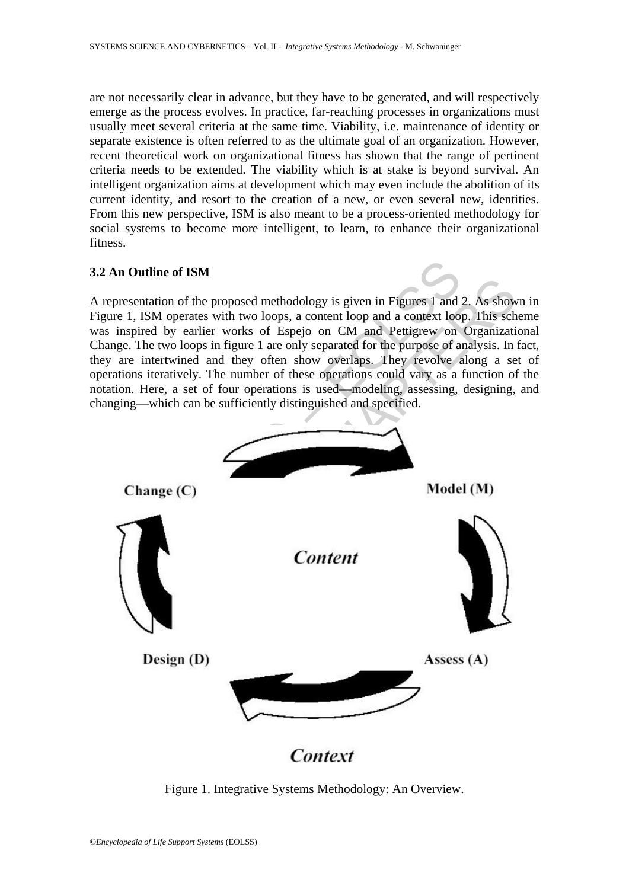are not necessarily clear in advance, but they have to be generated, and will respectively emerge as the process evolves. In practice, far-reaching processes in organizations must usually meet several criteria at the same time. Viability, i.e. maintenance of identity or separate existence is often referred to as the ultimate goal of an organization. However, recent theoretical work on organizational fitness has shown that the range of pertinent criteria needs to be extended. The viability which is at stake is beyond survival. An intelligent organization aims at development which may even include the abolition of its current identity, and resort to the creation of a new, or even several new, identities. From this new perspective, ISM is also meant to be a process-oriented methodology for social systems to become more intelligent, to learn, to enhance their organizational fitness.

### 3.2 An Outline of ISM

A representation of the proposed methodology is given in Figures 1 and 2. As shown in Figure 1, ISM operates with two loops, a content loop and a context loop. This scheme was inspired by earlier works of Espejo on CM and Pettigrew on Organizational Change. The two loops in figure 1 are only separated for the purpose of analysis. In fact, they are intertwined and they often show overlaps. They revolve along a set of operations iteratively. The number of these operations could vary as a function of the notation. Here, a set of four operations is used—modeling, assessing, designing, and changing—which can be sufficiently distinguished and specified.

Change (C)

Model (M)

*Content*

Design (D)

Assess (A)

*Context*

Figure 1. Integrative Systems Methodology: An Overview.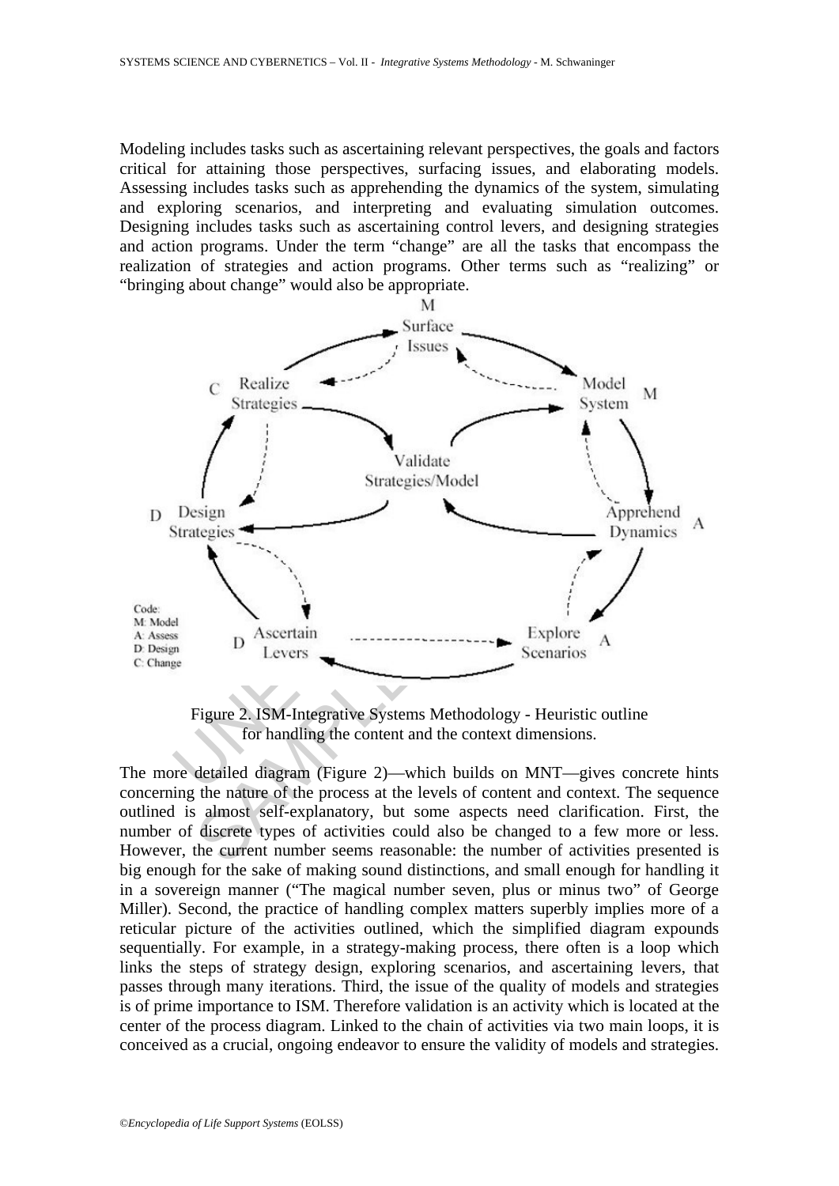Modeling includes tasks such as ascertaining relevant perspectives, the goals and factors critical for attaining those perspectives, surfacing issues, and elaborating models. Assessing includes tasks such as apprehending the dynamics of the system, simulating and exploring scenarios, and interpreting and evaluating simulation outcomes. Designing includes tasks such as ascertaining control levers, and designing strategies and action programs. Under the term "change" are all the tasks that encompass the realization of strategies and action programs. Other terms such as "realizing" or "bringing about change" would also be appropriate.

Figure 2. ISM-Integrative Systems Methodology - Heuristic outline for handling the content and the context dimensions.

The more detailed diagram (Figure 2)—which builds on MNT—gives concrete hints concerning the nature of the process at the levels of content and context. The sequence outlined is almost self-explanatory, but some aspects need clarification. First, the number of discrete types of activities could also be changed to a few more or less. However, the current number seems reasonable: the number of activities presented is big enough for the sake of making sound distinctions, and small enough for handling it in a sovereign manner ("The magical number seven, plus or minus two" of George Miller). Second, the practice of handling complex matters superbly implies more of a reticular picture of the activities outlined, which the simplified diagram expounds sequentially. For example, in a strategy-making process, there often is a loop which links the steps of strategy design, exploring scenarios, and ascertaining levers, that passes through many iterations. Third, the issue of the quality of models and strategies is of prime importance to ISM. Therefore validation is an activity which is located at the center of the process diagram. Linked to the chain of activities via two main loops, it is conceived as a crucial, ongoing endeavor to ensure the validity of models and strategies.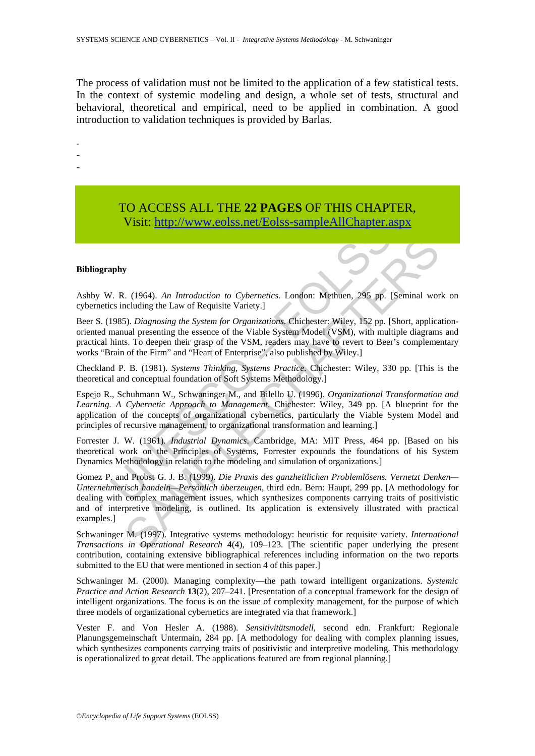The process of validation must not be limited to the application of a few statistical tests. In the context of systemic modeling and design, a whole set of tests, structural and behavioral, theoretical and empirical, need to be applied in combination. A good introduction to validation techniques is provided by Barlas.

-
-
-

TO ACCESS ALL THE **22 PAGES** OF THIS CHAPTER,
Visit: http://www.eolss.net/Eolss-sampleAllChapter.aspx

**Bibliography**

Ashby W. R. (1964). *An Introduction to Cybernetics*. London: Methuen, 295 pp. [Seminal work on cybernetics including the Law of Requisite Variety.]

Beer S. (1985). *Diagnosing the System for Organizations*. Chichester: Wiley, 152 pp. [Short, application-oriented manual presenting the essence of the Viable System Model (VSM), with multiple diagrams and practical hints. To deepen their grasp of the VSM, readers may have to revert to Beer's complementary works "Brain of the Firm" and "Heart of Enterprise", also published by Wiley.]

Checkland P. B. (1981). *Systems Thinking, Systems Practice*. Chichester: Wiley, 330 pp. [This is the theoretical and conceptual foundation of Soft Systems Methodology.]

Espejo R., Schuhmann W., Schwaninger M., and Bilello U. (1996). *Organizational Transformation and Learning. A Cybernetic Approach to Management*. Chichester: Wiley, 349 pp. [A blueprint for the application of the concepts of organizational cybernetics, particularly the Viable System Model and principles of recursive management, to organizational transformation and learning.]

Forrester J. W. (1961). *Industrial Dynamics*. Cambridge, MA: MIT Press, 464 pp. [Based on his theoretical work on the Principles of Systems, Forrester expounds the foundations of his System Dynamics Methodology in relation to the modeling and simulation of organizations.]

Gomez P. and Probst G. J. B. (1999). *Die Praxis des ganzheitlichen Problemlösens. Vernetzt Denken—Unternehmerisch handeln—Persönlich überzeugen*, third edn. Bern: Haupt, 299 pp. [A methodology for dealing with complex management issues, which synthesizes components carrying traits of positivistic and of interpretive modeling, is outlined. Its application is extensively illustrated with practical examples.]

Schwaninger M. (1997). Integrative systems methodology: heuristic for requisite variety. *International Transactions in Operational Research* **4**(4), 109–123. [The scientific paper underlying the present contribution, containing extensive bibliographical references including information on the two reports submitted to the EU that were mentioned in section 4 of this paper.]

Schwaninger M. (2000). Managing complexity—the path toward intelligent organizations. *Systemic Practice and Action Research* **13**(2), 207–241. [Presentation of a conceptual framework for the design of intelligent organizations. The focus is on the issue of complexity management, for the purpose of which three models of organizational cybernetics are integrated via that framework.]

Vester F. and Von Hesler A. (1988). *Sensitivitätsmodell*, second edn. Frankfurt: Regionale Planungsgemeinschaft Untermain, 284 pp. [A methodology for dealing with complex planning issues, which synthesizes components carrying traits of positivistic and interpretive modeling. This methodology is operationalized to great detail. The applications featured are from regional planning.]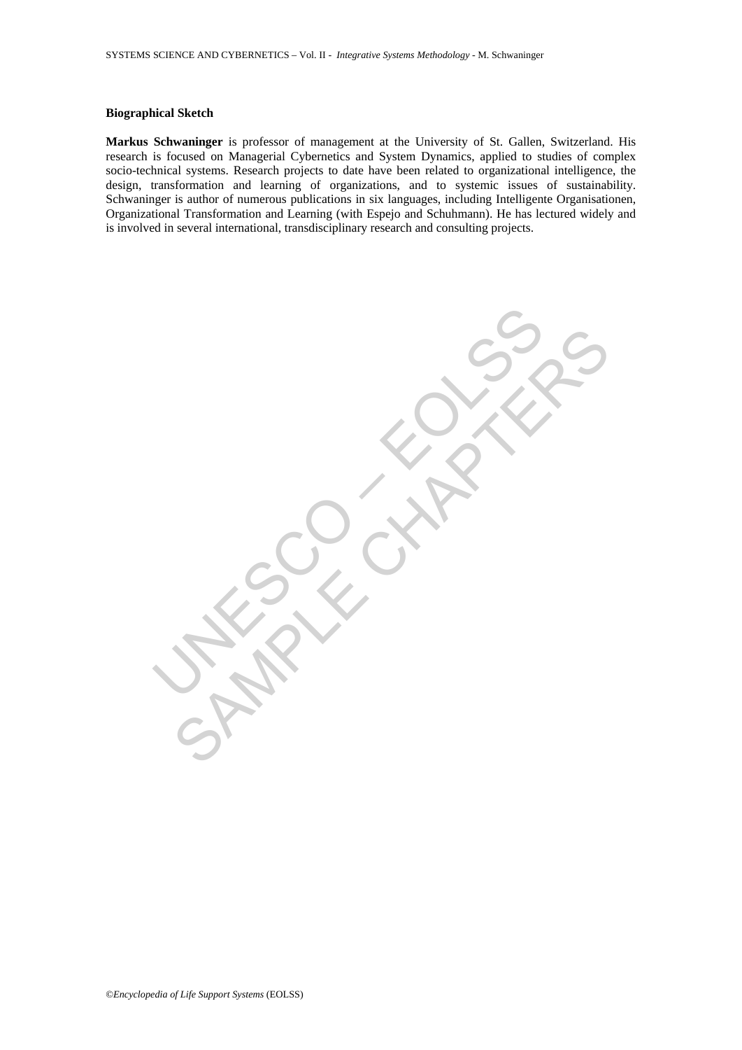### Biographical Sketch

**Markus Schwaninger** is professor of management at the University of St. Gallen, Switzerland. His research is focused on Managerial Cybernetics and System Dynamics, applied to studies of complex socio-technical systems. Research projects to date have been related to organizational intelligence, the design, transformation and learning of organizations, and to systemic issues of sustainability. Schwaninger is author of numerous publications in six languages, including Intelligente Organisationen, Organizational Transformation and Learning (with Espejo and Schuhmann). He has lectured widely and is involved in several international, transdisciplinary research and consulting projects.